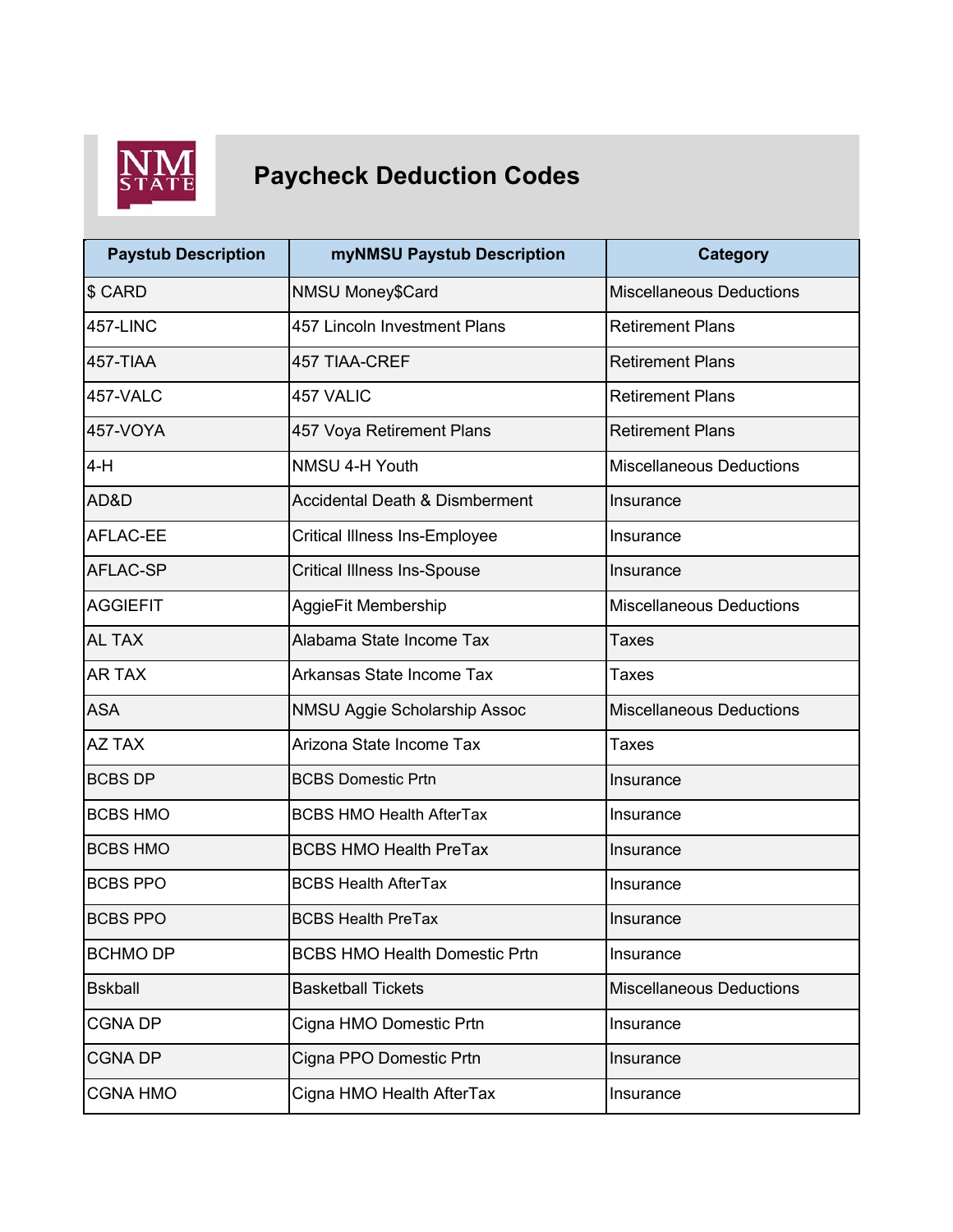# Paycheck Deduction Codes

| Paystub Description | myNMSU Paystub Description | Category |
| --- | --- | --- |
| $ CARD | NMSU Money$Card | Miscellaneous Deductions |
| 457-LINC | 457 Lincoln Investment Plans | Retirement Plans |
| 457-TIAA | 457 TIAA-CREF | Retirement Plans |
| 457-VALC | 457 VALIC | Retirement Plans |
| 457-VOYA | 457 Voya Retirement Plans | Retirement Plans |
| 4-H | NMSU 4-H Youth | Miscellaneous Deductions |
| AD&D | Accidental Death & Dismberment | Insurance |
| AFLAC-EE | Critical Illness Ins-Employee | Insurance |
| AFLAC-SP | Critical Illness Ins-Spouse | Insurance |
| AGGIEFIT | AggieFit Membership | Miscellaneous Deductions |
| AL TAX | Alabama State Income Tax | Taxes |
| AR TAX | Arkansas State Income Tax | Taxes |
| ASA | NMSU Aggie Scholarship Assoc | Miscellaneous Deductions |
| AZ TAX | Arizona State Income Tax | Taxes |
| BCBS DP | BCBS Domestic Prtn | Insurance |
| BCBS HMO | BCBS HMO Health AfterTax | Insurance |
| BCBS HMO | BCBS HMO Health PreTax | Insurance |
| BCBS PPO | BCBS Health AfterTax | Insurance |
| BCBS PPO | BCBS Health PreTax | Insurance |
| BCHMO DP | BCBS HMO Health Domestic Prtn | Insurance |
| Bskball | Basketball Tickets | Miscellaneous Deductions |
| CGNA DP | Cigna HMO Domestic Prtn | Insurance |
| CGNA DP | Cigna PPO Domestic Prtn | Insurance |
| CGNA HMO | Cigna HMO Health AfterTax | Insurance |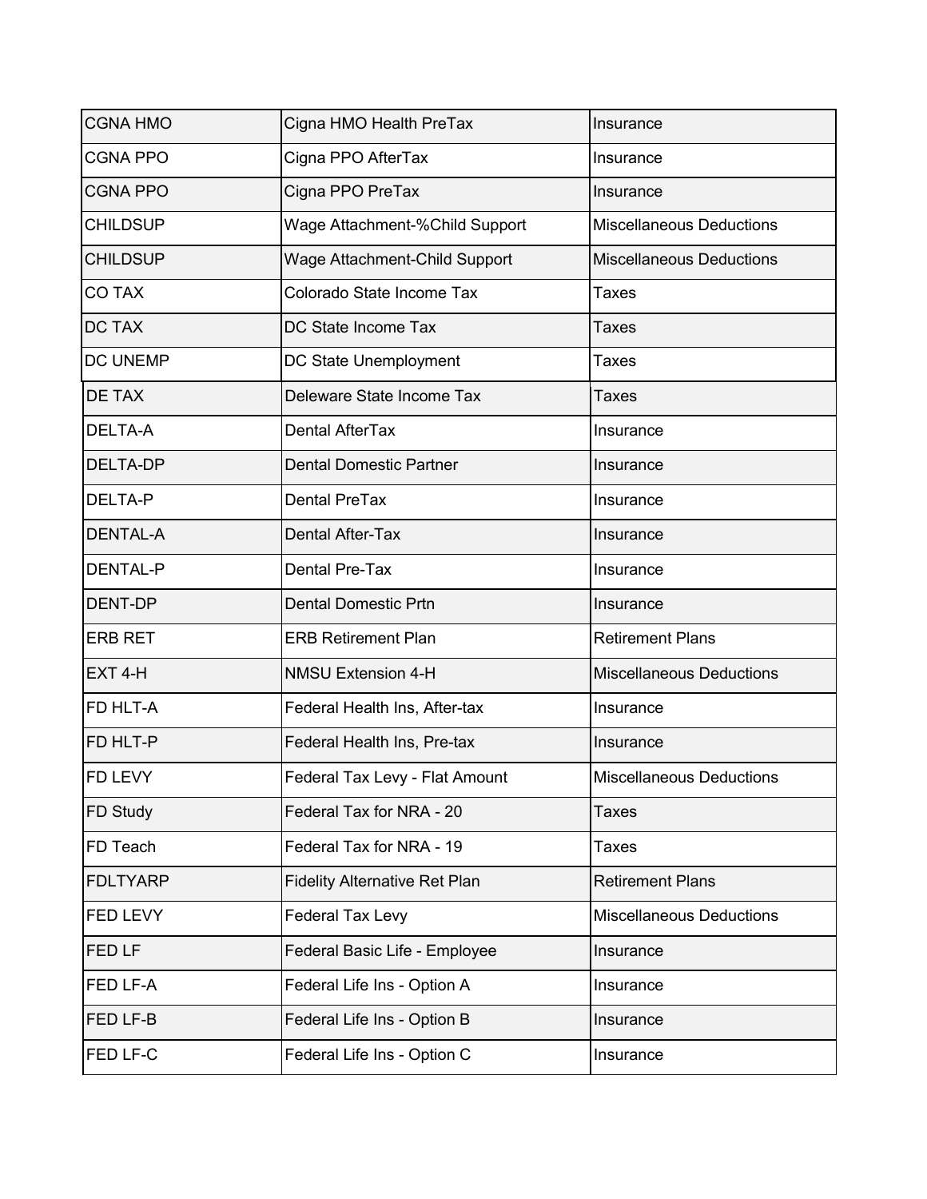| | | |
|---|---|---|
| CGNA HMO | Cigna HMO Health PreTax | Insurance |
| CGNA PPO | Cigna PPO AfterTax | Insurance |
| CGNA PPO | Cigna PPO PreTax | Insurance |
| CHILDSUP | Wage Attachment-%Child Support | Miscellaneous Deductions |
| CHILDSUP | Wage Attachment-Child Support | Miscellaneous Deductions |
| CO TAX | Colorado State Income Tax | Taxes |
| DC TAX | DC State Income Tax | Taxes |
| DC UNEMP | DC State Unemployment | Taxes |
| DE TAX | Deleware State Income Tax | Taxes |
| DELTA-A | Dental AfterTax | Insurance |
| DELTA-DP | Dental Domestic Partner | Insurance |
| DELTA-P | Dental PreTax | Insurance |
| DENTAL-A | Dental After-Tax | Insurance |
| DENTAL-P | Dental Pre-Tax | Insurance |
| DENT-DP | Dental Domestic Prtn | Insurance |
| ERB RET | ERB Retirement Plan | Retirement Plans |
| EXT 4-H | NMSU Extension 4-H | Miscellaneous Deductions |
| FD HLT-A | Federal Health Ins, After-tax | Insurance |
| FD HLT-P | Federal Health Ins, Pre-tax | Insurance |
| FD LEVY | Federal Tax Levy - Flat Amount | Miscellaneous Deductions |
| FD Study | Federal Tax for NRA - 20 | Taxes |
| FD Teach | Federal Tax for NRA - 19 | Taxes |
| FDLTYARP | Fidelity Alternative Ret Plan | Retirement Plans |
| FED LEVY | Federal Tax Levy | Miscellaneous Deductions |
| FED LF | Federal Basic Life - Employee | Insurance |
| FED LF-A | Federal Life Ins - Option A | Insurance |
| FED LF-B | Federal Life Ins - Option B | Insurance |
| FED LF-C | Federal Life Ins - Option C | Insurance |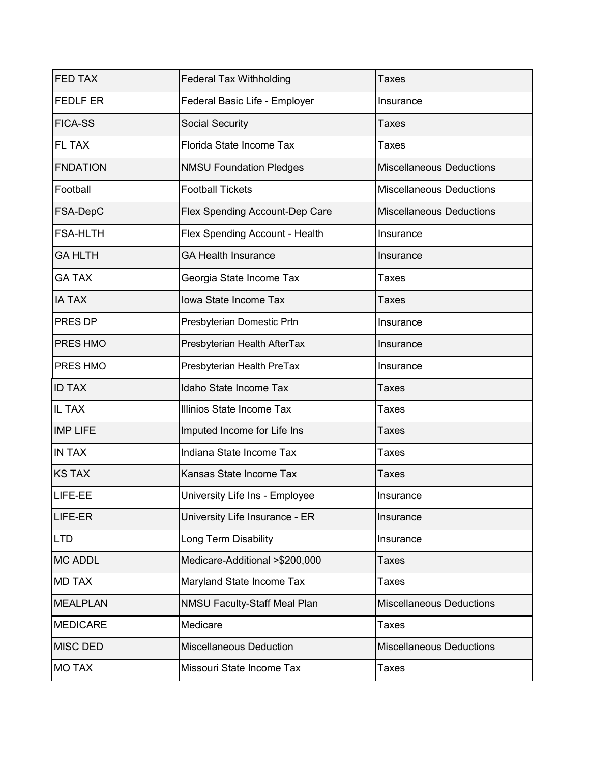| FED TAX | Federal Tax Withholding | Taxes |
|---|---|---|
| FEDLF ER | Federal Basic Life - Employer | Insurance |
| FICA-SS | Social Security | Taxes |
| FL TAX | Florida State Income Tax | Taxes |
| FNDATION | NMSU Foundation Pledges | Miscellaneous Deductions |
| Football | Football Tickets | Miscellaneous Deductions |
| FSA-DepC | Flex Spending Account-Dep Care | Miscellaneous Deductions |
| FSA-HLTH | Flex Spending Account - Health | Insurance |
| GA HLTH | GA Health Insurance | Insurance |
| GA TAX | Georgia State Income Tax | Taxes |
| IA TAX | Iowa State Income Tax | Taxes |
| PRES DP | Presbyterian Domestic Prtn | Insurance |
| PRES HMO | Presbyterian Health AfterTax | Insurance |
| PRES HMO | Presbyterian Health PreTax | Insurance |
| ID TAX | Idaho State Income Tax | Taxes |
| IL TAX | Illinios State Income Tax | Taxes |
| IMP LIFE | Imputed Income for Life Ins | Taxes |
| IN TAX | Indiana State Income Tax | Taxes |
| KS TAX | Kansas State Income Tax | Taxes |
| LIFE-EE | University Life Ins - Employee | Insurance |
| LIFE-ER | University Life Insurance - ER | Insurance |
| LTD | Long Term Disability | Insurance |
| MC ADDL | Medicare-Additional >$200,000 | Taxes |
| MD TAX | Maryland State Income Tax | Taxes |
| MEALPLAN | NMSU Faculty-Staff Meal Plan | Miscellaneous Deductions |
| MEDICARE | Medicare | Taxes |
| MISC DED | Miscellaneous Deduction | Miscellaneous Deductions |
| MO TAX | Missouri State Income Tax | Taxes |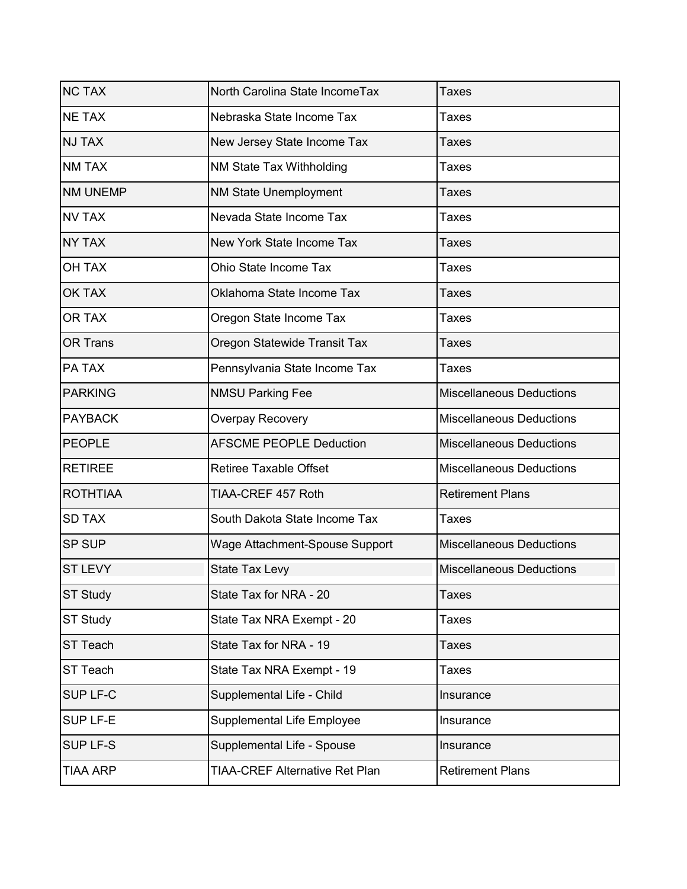| | | |
|---|---|---|
| NC TAX | North Carolina State IncomeTax | Taxes |
| NE TAX | Nebraska State Income Tax | Taxes |
| NJ TAX | New Jersey State Income Tax | Taxes |
| NM TAX | NM State Tax Withholding | Taxes |
| NM UNEMP | NM State Unemployment | Taxes |
| NV TAX | Nevada State Income Tax | Taxes |
| NY TAX | New York State Income Tax | Taxes |
| OH TAX | Ohio State Income Tax | Taxes |
| OK TAX | Oklahoma State Income Tax | Taxes |
| OR TAX | Oregon State Income Tax | Taxes |
| OR Trans | Oregon Statewide Transit Tax | Taxes |
| PA TAX | Pennsylvania State Income Tax | Taxes |
| PARKING | NMSU Parking Fee | Miscellaneous Deductions |
| PAYBACK | Overpay Recovery | Miscellaneous Deductions |
| PEOPLE | AFSCME PEOPLE Deduction | Miscellaneous Deductions |
| RETIREE | Retiree Taxable Offset | Miscellaneous Deductions |
| ROTHTIAA | TIAA-CREF 457 Roth | Retirement Plans |
| SD TAX | South Dakota State Income Tax | Taxes |
| SP SUP | Wage Attachment-Spouse Support | Miscellaneous Deductions |
| ST LEVY | State Tax Levy | Miscellaneous Deductions |
| ST Study | State Tax for NRA - 20 | Taxes |
| ST Study | State Tax NRA Exempt - 20 | Taxes |
| ST Teach | State Tax for NRA - 19 | Taxes |
| ST Teach | State Tax NRA Exempt - 19 | Taxes |
| SUP LF-C | Supplemental Life - Child | Insurance |
| SUP LF-E | Supplemental Life Employee | Insurance |
| SUP LF-S | Supplemental Life - Spouse | Insurance |
| TIAA ARP | TIAA-CREF Alternative Ret Plan | Retirement Plans |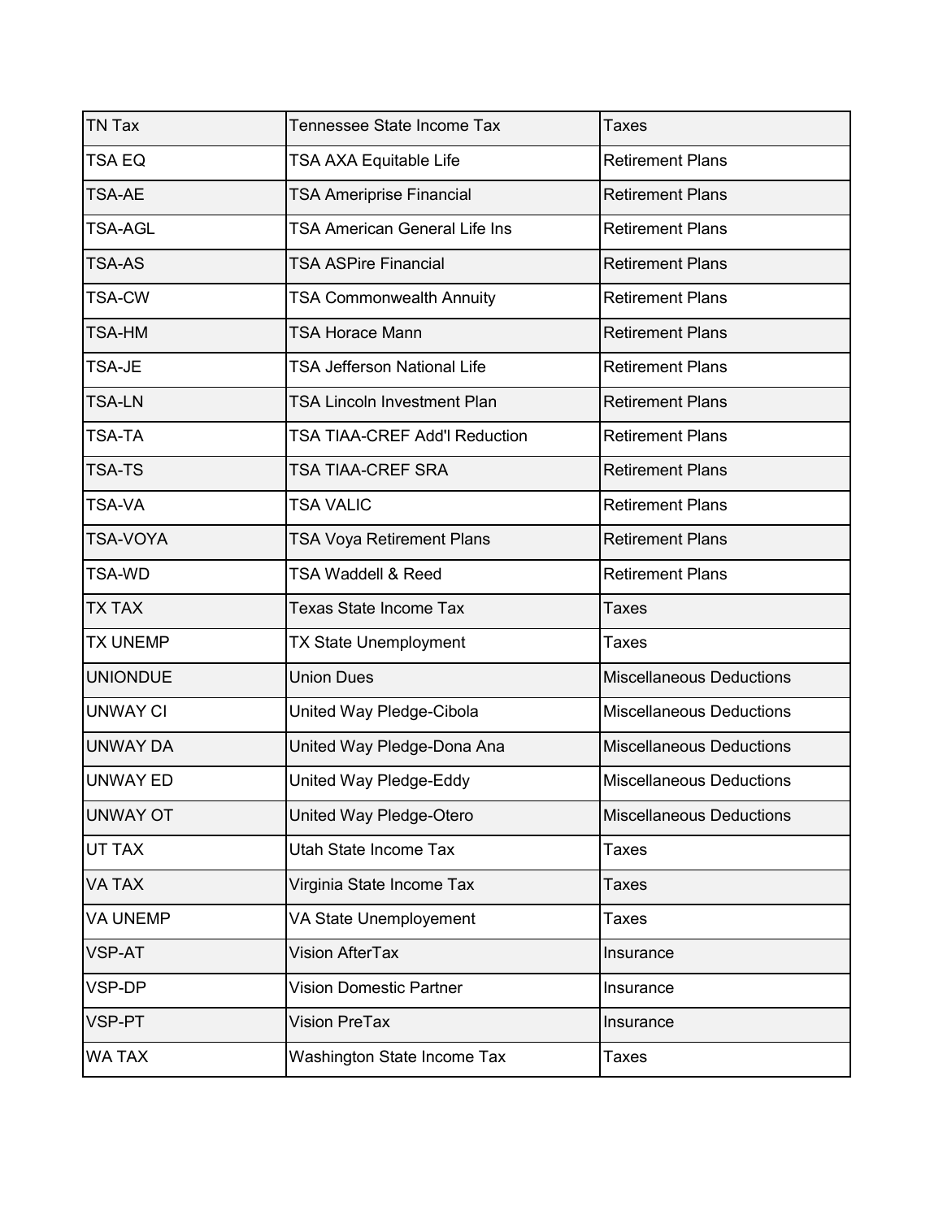| TN Tax | Tennessee State Income Tax | Taxes |
|---|---|---|
| TSA EQ | TSA AXA Equitable Life | Retirement Plans |
| TSA-AE | TSA Ameriprise Financial | Retirement Plans |
| TSA-AGL | TSA American General Life Ins | Retirement Plans |
| TSA-AS | TSA ASPire Financial | Retirement Plans |
| TSA-CW | TSA Commonwealth Annuity | Retirement Plans |
| TSA-HM | TSA Horace Mann | Retirement Plans |
| TSA-JE | TSA Jefferson National Life | Retirement Plans |
| TSA-LN | TSA Lincoln Investment Plan | Retirement Plans |
| TSA-TA | TSA TIAA-CREF Add'l Reduction | Retirement Plans |
| TSA-TS | TSA TIAA-CREF SRA | Retirement Plans |
| TSA-VA | TSA VALIC | Retirement Plans |
| TSA-VOYA | TSA Voya Retirement Plans | Retirement Plans |
| TSA-WD | TSA Waddell & Reed | Retirement Plans |
| TX TAX | Texas State Income Tax | Taxes |
| TX UNEMP | TX State Unemployment | Taxes |
| UNIONDUE | Union Dues | Miscellaneous Deductions |
| UNWAY CI | United Way Pledge-Cibola | Miscellaneous Deductions |
| UNWAY DA | United Way Pledge-Dona Ana | Miscellaneous Deductions |
| UNWAY ED | United Way Pledge-Eddy | Miscellaneous Deductions |
| UNWAY OT | United Way Pledge-Otero | Miscellaneous Deductions |
| UT TAX | Utah State Income Tax | Taxes |
| VA TAX | Virginia State Income Tax | Taxes |
| VA UNEMP | VA State Unemployement | Taxes |
| VSP-AT | Vision AfterTax | Insurance |
| VSP-DP | Vision Domestic Partner | Insurance |
| VSP-PT | Vision PreTax | Insurance |
| WA TAX | Washington State Income Tax | Taxes |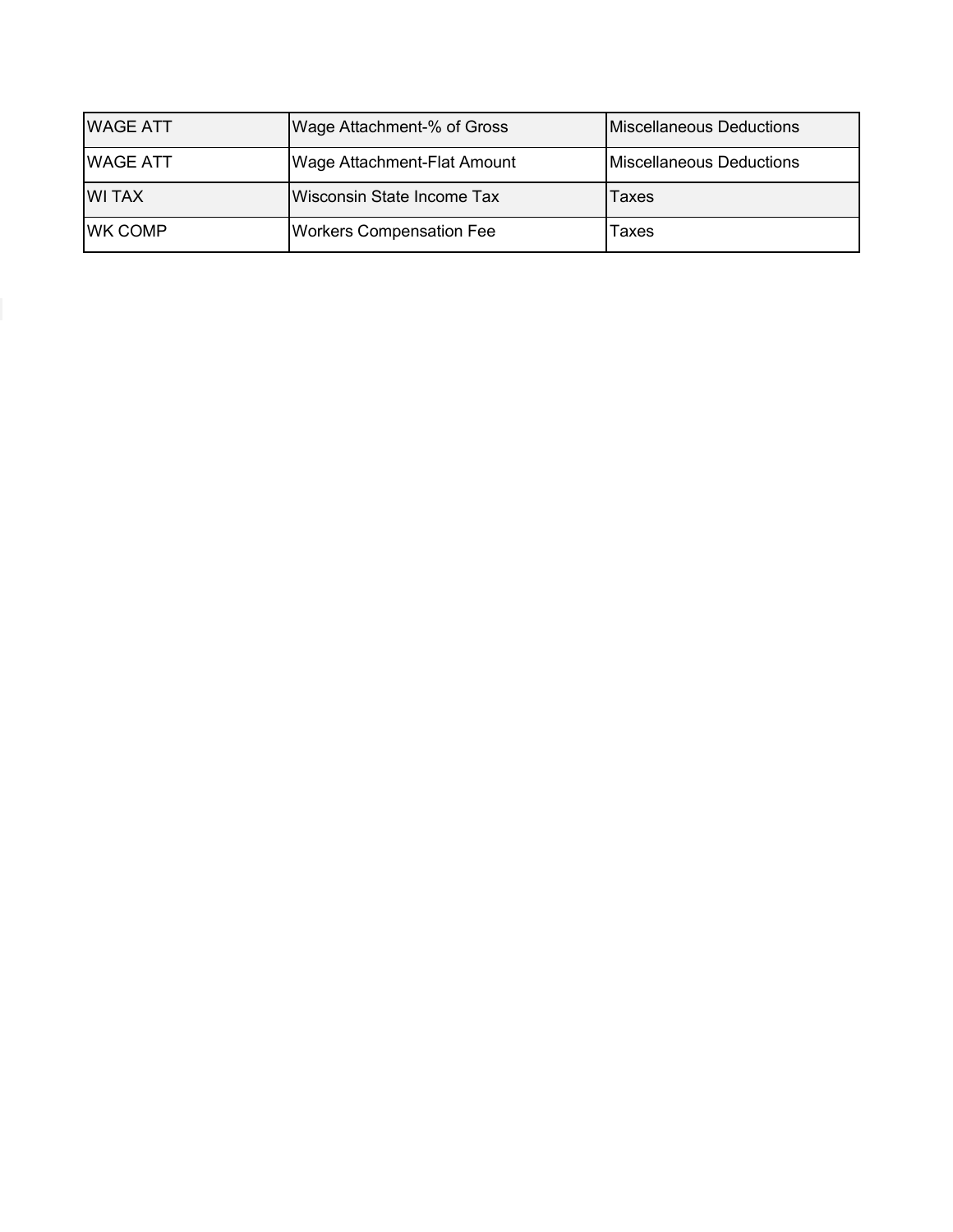| | | |
|---|---|---|
| WAGE ATT | Wage Attachment-% of Gross | Miscellaneous Deductions |
| WAGE ATT | Wage Attachment-Flat Amount | Miscellaneous Deductions |
| WI TAX | Wisconsin State Income Tax | Taxes |
| WK COMP | Workers Compensation Fee | Taxes |